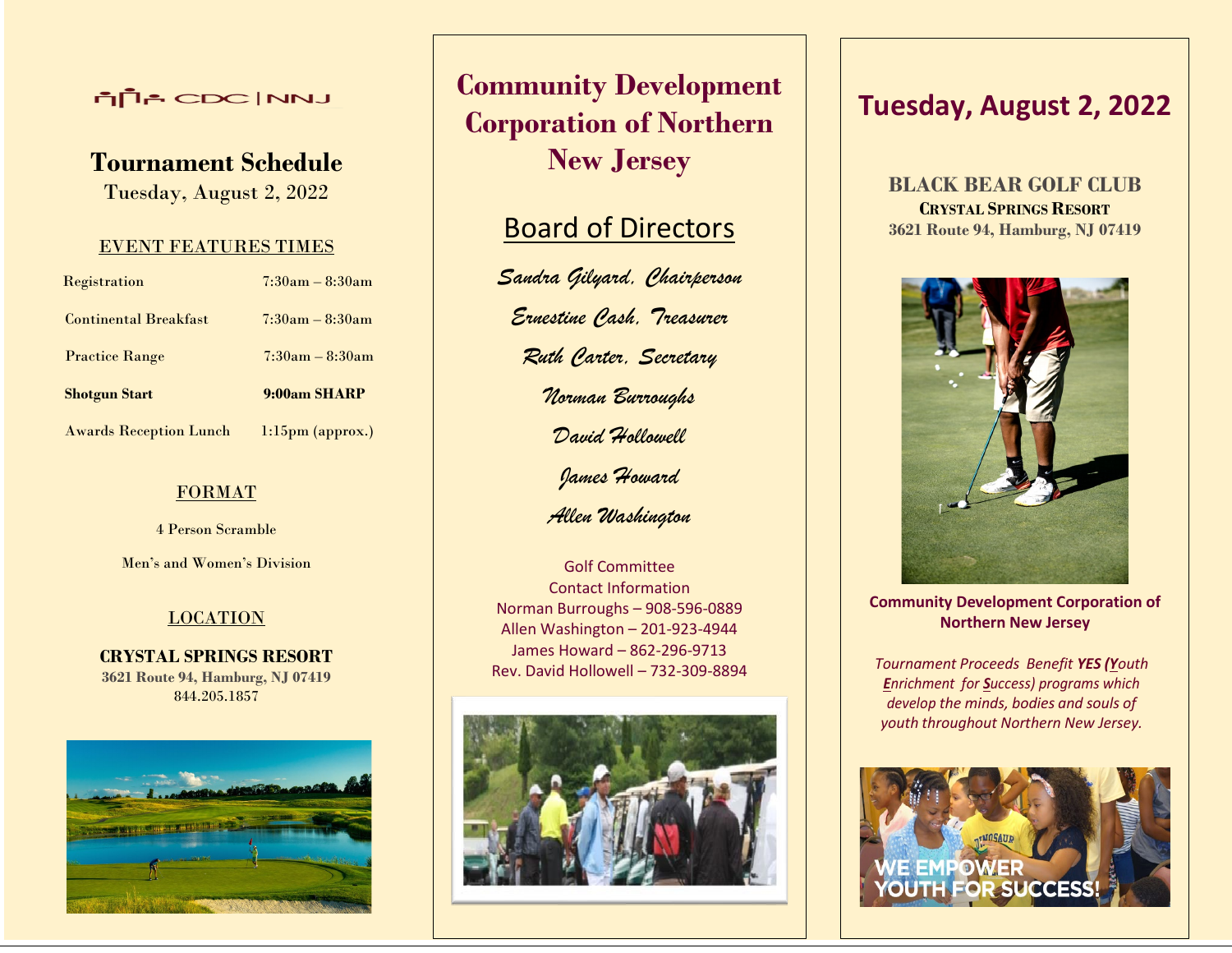CDC | NNJ

# Tournament Schedule

Tuesday, August 2, 2022

## EVENT FEATURES TIMES

| | |
|---|---|
| Registration | 7:30am – 8:30am |
| Continental Breakfast | 7:30am – 8:30am |
| Practice Range | 7:30am – 8:30am |
| **Shotgun Start** | **9:00am SHARP** |
| Awards Reception Lunch | 1:15pm (approx.) |

## FORMAT

4 Person Scramble

Men's and Women's Division

## LOCATION

**CRYSTAL SPRINGS RESORT**

**3621 Route 94, Hamburg, NJ 07419**

844.205.1857

# Community Development Corporation of Northern New Jersey

## Board of Directors

*Sandra Gilyard, Chairperson*

*Ernestine Cash, Treasurer*

*Ruth Carter, Secretary*

*Norman Burroughs*

*David Hollowell*

*James Howard*

*Allen Washington*

Golf Committee
Contact Information
Norman Burroughs – 908-596-0889
Allen Washington – 201-923-4944
James Howard – 862-296-9713
Rev. David Hollowell – 732-309-8894

# Tuesday, August 2, 2022

**BLACK BEAR GOLF CLUB**
**CRYSTAL SPRINGS RESORT**
**3621 Route 94, Hamburg, NJ 07419**

**Community Development Corporation of Northern New Jersey**

*Tournament Proceeds Benefit **YES** (**Y**outh **E**nrichment for **S**uccess) programs which develop the minds, bodies and souls of youth throughout Northern New Jersey.*

WE EMPOWER YOUTH FOR SUCCESS!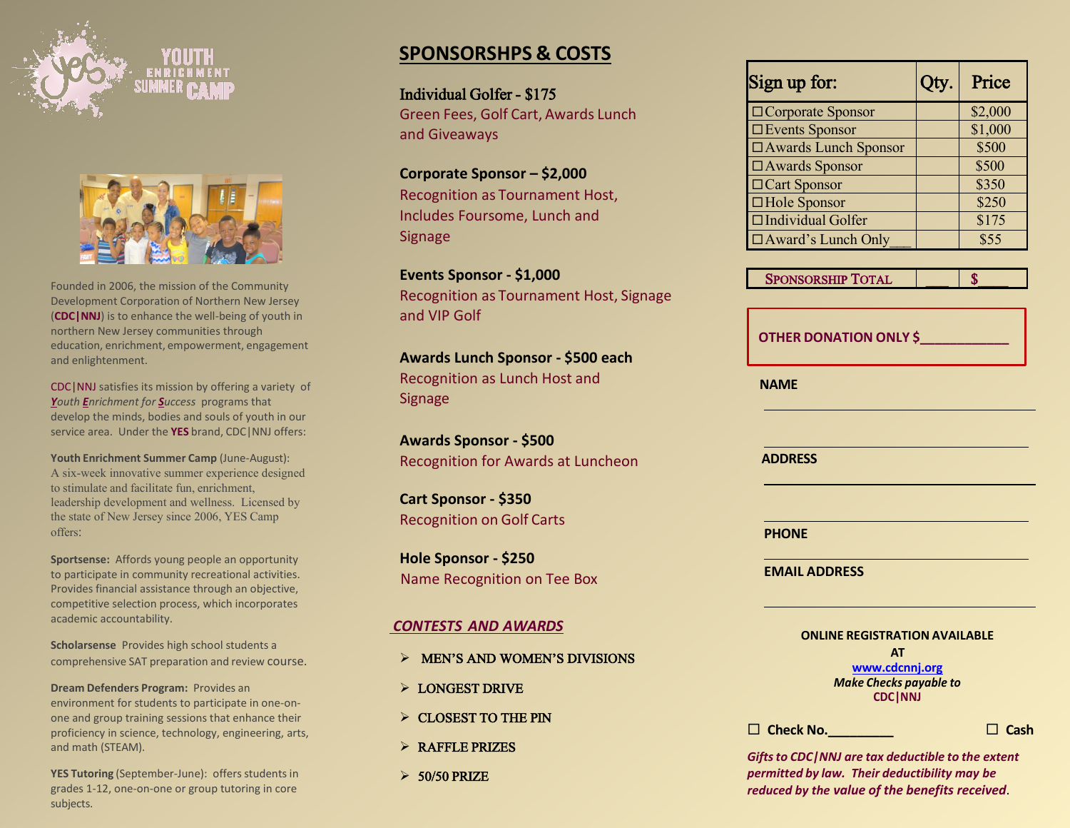YOUTH ENRICHMENT SUMMER CAMP

Founded in 2006, the mission of the Community Development Corporation of Northern New Jersey (**CDC|NNJ**) is to enhance the well-being of youth in northern New Jersey communities through education, enrichment, empowerment, engagement and enlightenment.

CDC|NNJ satisfies its mission by offering a variety of ***Y****outh* ***E****nrichment for* ***S****uccess* programs that develop the minds, bodies and souls of youth in our service area. Under the **YES** brand, CDC|NNJ offers:

**Youth Enrichment Summer Camp** (June-August): A six-week innovative summer experience designed to stimulate and facilitate fun, enrichment, leadership development and wellness. Licensed by the state of New Jersey since 2006, YES Camp offers:

**Sportsense:** Affords young people an opportunity to participate in community recreational activities. Provides financial assistance through an objective, competitive selection process, which incorporates academic accountability.

**Scholarsense** Provides high school students a comprehensive SAT preparation and review course.

**Dream Defenders Program:** Provides an environment for students to participate in one-on-one and group training sessions that enhance their proficiency in science, technology, engineering, arts, and math (STEAM).

**YES Tutoring** (September-June): offers students in grades 1-12, one-on-one or group tutoring in core subjects.

## SPONSORSHPS & COSTS

**Individual Golfer - $175**
Green Fees, Golf Cart, Awards Lunch and Giveaways

**Corporate Sponsor – $2,000**
Recognition as Tournament Host, Includes Foursome, Lunch and Signage

**Events Sponsor - $1,000**
Recognition as Tournament Host, Signage and VIP Golf

**Awards Lunch Sponsor - $500 each**
Recognition as Lunch Host and Signage

**Awards Sponsor - $500**
Recognition for Awards at Luncheon

**Cart Sponsor - $350**
Recognition on Golf Carts

**Hole Sponsor - $250**
Name Recognition on Tee Box

### *CONTESTS AND AWARDS*

- MEN'S AND WOMEN'S DIVISIONS
- LONGEST DRIVE
- CLOSEST TO THE PIN
- RAFFLE PRIZES
- 50/50 PRIZE

| Sign up for: | Qty. | Price |
|---|---|---|
| ☐ Corporate Sponsor | | $2,000 |
| ☐ Events Sponsor | | $1,000 |
| ☐ Awards Lunch Sponsor | | $500 |
| ☐ Awards Sponsor | | $500 |
| ☐ Cart Sponsor | | $350 |
| ☐ Hole Sponsor | | $250 |
| ☐ Individual Golfer | | $175 |
| ☐ Award's Lunch Only___ | | $55 |
| SPONSORSHIP TOTAL | ___ | $____ |

**OTHER DONATION ONLY $___________**

**NAME**

______________________________

______________________________

**ADDRESS**

______________________________

______________________________

**PHONE**

______________________________

**EMAIL ADDRESS**

______________________________

**ONLINE REGISTRATION AVAILABLE AT**
**www.cdcnnj.org**
***Make Checks payable to***
**CDC|NNJ**

☐ **Check No.________** ☐ **Cash**

***Gifts to CDC|NNJ are tax deductible to the extent permitted by law. Their deductibility may be reduced by the value of the benefits received.***